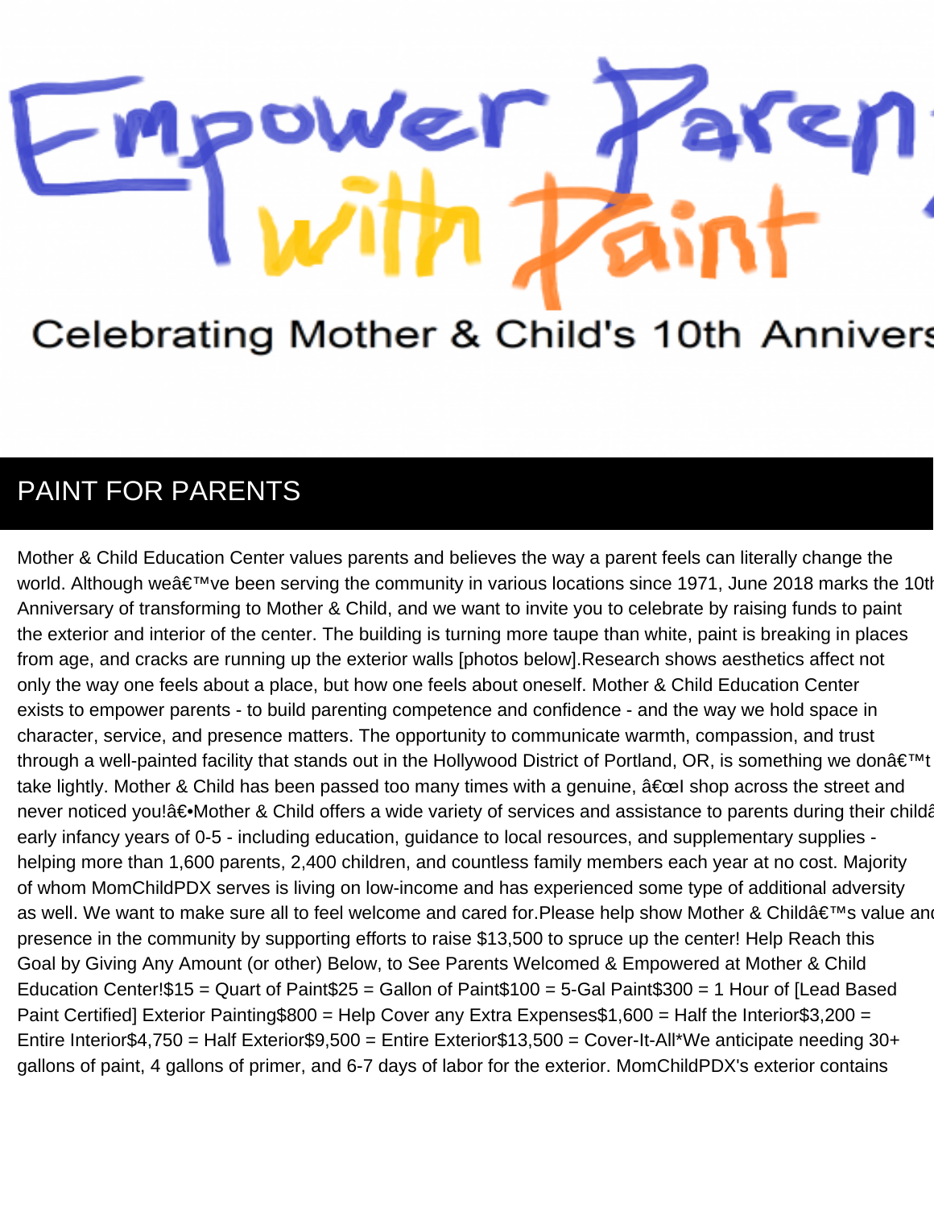# Empower Parents with Paint

Celebrating Mother & Child's 10th Annivers

## PAINT FOR PARENTS

Mother & Child Education Center values parents and believes the way a parent feels can literally change the world. Although weâ€™ve been serving the community in various locations since 1971, June 2018 marks the 10th Anniversary of transforming to Mother & Child, and we want to invite you to celebrate by raising funds to paint the exterior and interior of the center. The building is turning more taupe than white, paint is breaking in places from age, and cracks are running up the exterior walls [photos below].Research shows aesthetics affect not only the way one feels about a place, but how one feels about oneself. Mother & Child Education Center exists to empower parents - to build parenting competence and confidence - and the way we hold space in character, service, and presence matters. The opportunity to communicate warmth, compassion, and trust through a well-painted facility that stands out in the Hollywood District of Portland, OR, is something we donâ€™t take lightly. Mother & Child has been passed too many times with a genuine, â€œI shop across the street and never noticed you!â€•Mother & Child offers a wide variety of services and assistance to parents during their childâ early infancy years of 0-5 - including education, guidance to local resources, and supplementary supplies - helping more than 1,600 parents, 2,400 children, and countless family members each year at no cost. Majority of whom MomChildPDX serves is living on low-income and has experienced some type of additional adversity as well. We want to make sure all to feel welcome and cared for.Please help show Mother & Childâ€™s value and presence in the community by supporting efforts to raise $13,500 to spruce up the center! Help Reach this Goal by Giving Any Amount (or other) Below, to See Parents Welcomed & Empowered at Mother & Child Education Center!$15 = Quart of Paint$25 = Gallon of Paint$100 = 5-Gal Paint$300 = 1 Hour of [Lead Based Paint Certified] Exterior Painting$800 = Help Cover any Extra Expenses$1,600 = Half the Interior$3,200 = Entire Interior$4,750 = Half Exterior$9,500 = Entire Exterior$13,500 = Cover-It-All*We anticipate needing 30+ gallons of paint, 4 gallons of primer, and 6-7 days of labor for the exterior. MomChildPDX's exterior contains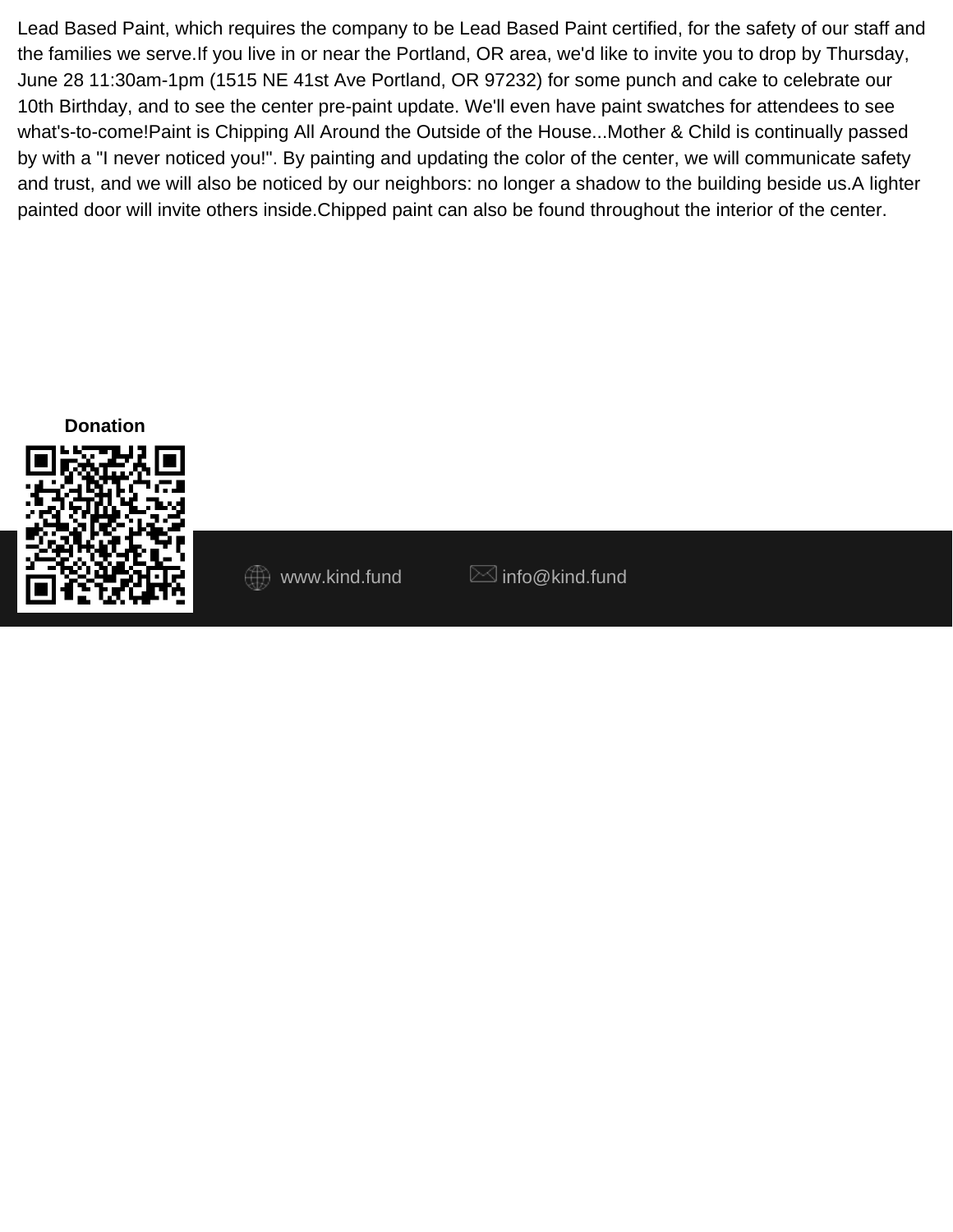Lead Based Paint, which requires the company to be Lead Based Paint certified, for the safety of our staff and the families we serve.If you live in or near the Portland, OR area, we'd like to invite you to drop by Thursday, June 28 11:30am-1pm (1515 NE 41st Ave Portland, OR 97232) for some punch and cake to celebrate our 10th Birthday, and to see the center pre-paint update. We'll even have paint swatches for attendees to see what's-to-come!Paint is Chipping All Around the Outside of the House...Mother & Child is continually passed by with a "I never noticed you!". By painting and updating the color of the center, we will communicate safety and trust, and we will also be noticed by our neighbors: no longer a shadow to the building beside us.A lighter painted door will invite others inside.Chipped paint can also be found throughout the interior of the center.

**Donation**

www.kind.fund

info@kind.fund